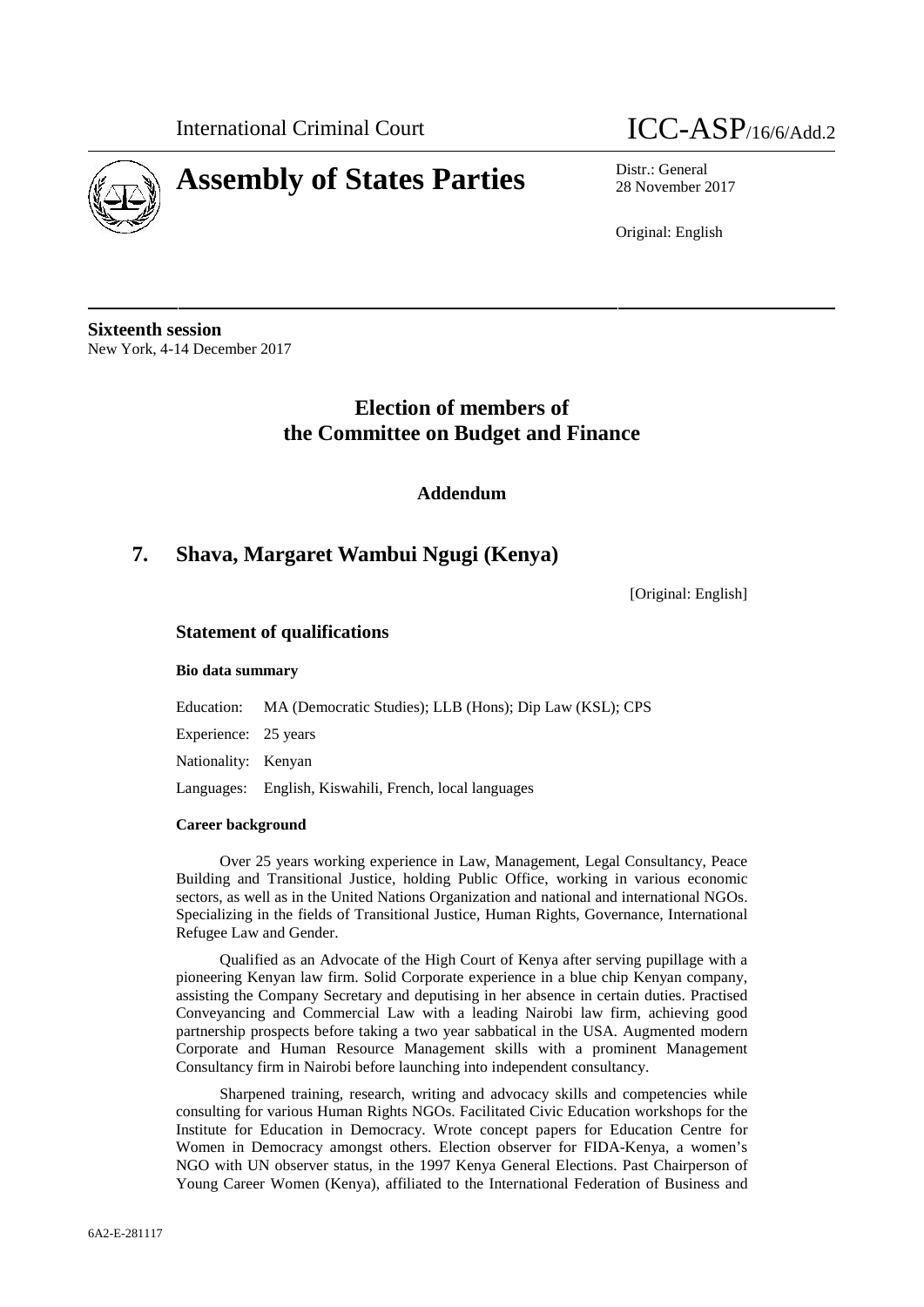International Criminal Court

ICC-ASP/16/6/Add.2

# Assembly of States Parties

Distr.: General
28 November 2017

Original: English

**Sixteenth session**
New York, 4-14 December 2017

## Election of members of the Committee on Budget and Finance

### Addendum

## 7. Shava, Margaret Wambui Ngugi (Kenya)

[Original: English]

### Statement of qualifications

**Bio data summary**

Education: MA (Democratic Studies); LLB (Hons); Dip Law (KSL); CPS

Experience: 25 years

Nationality: Kenyan

Languages: English, Kiswahili, French, local languages

**Career background**

Over 25 years working experience in Law, Management, Legal Consultancy, Peace Building and Transitional Justice, holding Public Office, working in various economic sectors, as well as in the United Nations Organization and national and international NGOs. Specializing in the fields of Transitional Justice, Human Rights, Governance, International Refugee Law and Gender.

Qualified as an Advocate of the High Court of Kenya after serving pupillage with a pioneering Kenyan law firm. Solid Corporate experience in a blue chip Kenyan company, assisting the Company Secretary and deputising in her absence in certain duties. Practised Conveyancing and Commercial Law with a leading Nairobi law firm, achieving good partnership prospects before taking a two year sabbatical in the USA. Augmented modern Corporate and Human Resource Management skills with a prominent Management Consultancy firm in Nairobi before launching into independent consultancy.

Sharpened training, research, writing and advocacy skills and competencies while consulting for various Human Rights NGOs. Facilitated Civic Education workshops for the Institute for Education in Democracy. Wrote concept papers for Education Centre for Women in Democracy amongst others. Election observer for FIDA-Kenya, a women's NGO with UN observer status, in the 1997 Kenya General Elections. Past Chairperson of Young Career Women (Kenya), affiliated to the International Federation of Business and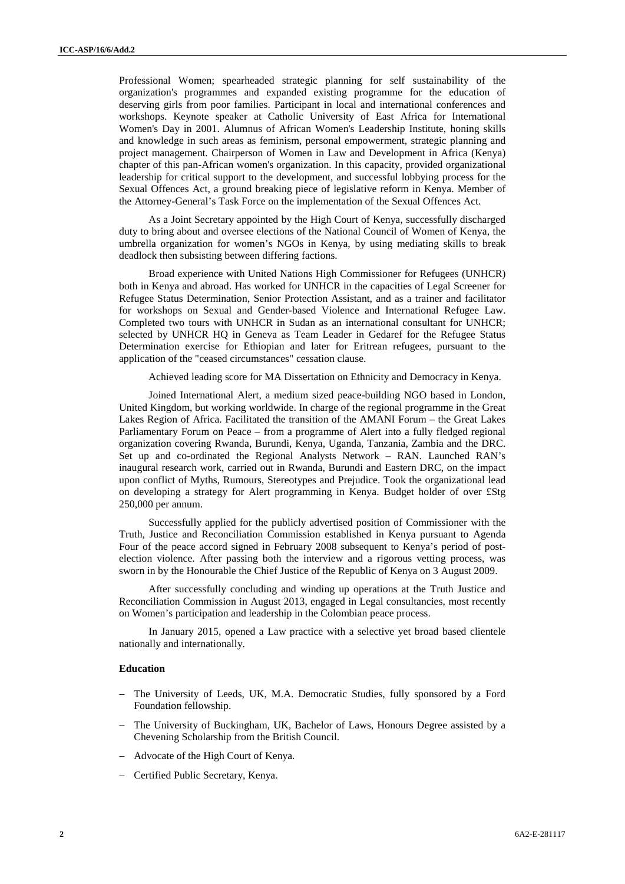Professional Women; spearheaded strategic planning for self sustainability of the organization's programmes and expanded existing programme for the education of deserving girls from poor families. Participant in local and international conferences and workshops. Keynote speaker at Catholic University of East Africa for International Women's Day in 2001. Alumnus of African Women's Leadership Institute, honing skills and knowledge in such areas as feminism, personal empowerment, strategic planning and project management. Chairperson of Women in Law and Development in Africa (Kenya) chapter of this pan-African women's organization. In this capacity, provided organizational leadership for critical support to the development, and successful lobbying process for the Sexual Offences Act, a ground breaking piece of legislative reform in Kenya. Member of the Attorney-General's Task Force on the implementation of the Sexual Offences Act.

As a Joint Secretary appointed by the High Court of Kenya, successfully discharged duty to bring about and oversee elections of the National Council of Women of Kenya, the umbrella organization for women's NGOs in Kenya, by using mediating skills to break deadlock then subsisting between differing factions.

Broad experience with United Nations High Commissioner for Refugees (UNHCR) both in Kenya and abroad. Has worked for UNHCR in the capacities of Legal Screener for Refugee Status Determination, Senior Protection Assistant, and as a trainer and facilitator for workshops on Sexual and Gender-based Violence and International Refugee Law. Completed two tours with UNHCR in Sudan as an international consultant for UNHCR; selected by UNHCR HQ in Geneva as Team Leader in Gedaref for the Refugee Status Determination exercise for Ethiopian and later for Eritrean refugees, pursuant to the application of the "ceased circumstances" cessation clause.

Achieved leading score for MA Dissertation on Ethnicity and Democracy in Kenya.

Joined International Alert, a medium sized peace-building NGO based in London, United Kingdom, but working worldwide. In charge of the regional programme in the Great Lakes Region of Africa. Facilitated the transition of the AMANI Forum – the Great Lakes Parliamentary Forum on Peace – from a programme of Alert into a fully fledged regional organization covering Rwanda, Burundi, Kenya, Uganda, Tanzania, Zambia and the DRC. Set up and co-ordinated the Regional Analysts Network – RAN. Launched RAN's inaugural research work, carried out in Rwanda, Burundi and Eastern DRC, on the impact upon conflict of Myths, Rumours, Stereotypes and Prejudice. Took the organizational lead on developing a strategy for Alert programming in Kenya. Budget holder of over £Stg 250,000 per annum.

Successfully applied for the publicly advertised position of Commissioner with the Truth, Justice and Reconciliation Commission established in Kenya pursuant to Agenda Four of the peace accord signed in February 2008 subsequent to Kenya's period of post-election violence. After passing both the interview and a rigorous vetting process, was sworn in by the Honourable the Chief Justice of the Republic of Kenya on 3 August 2009.

After successfully concluding and winding up operations at the Truth Justice and Reconciliation Commission in August 2013, engaged in Legal consultancies, most recently on Women's participation and leadership in the Colombian peace process.

In January 2015, opened a Law practice with a selective yet broad based clientele nationally and internationally.

**Education**

- The University of Leeds, UK, M.A. Democratic Studies, fully sponsored by a Ford Foundation fellowship.
- The University of Buckingham, UK, Bachelor of Laws, Honours Degree assisted by a Chevening Scholarship from the British Council.
- Advocate of the High Court of Kenya.
- Certified Public Secretary, Kenya.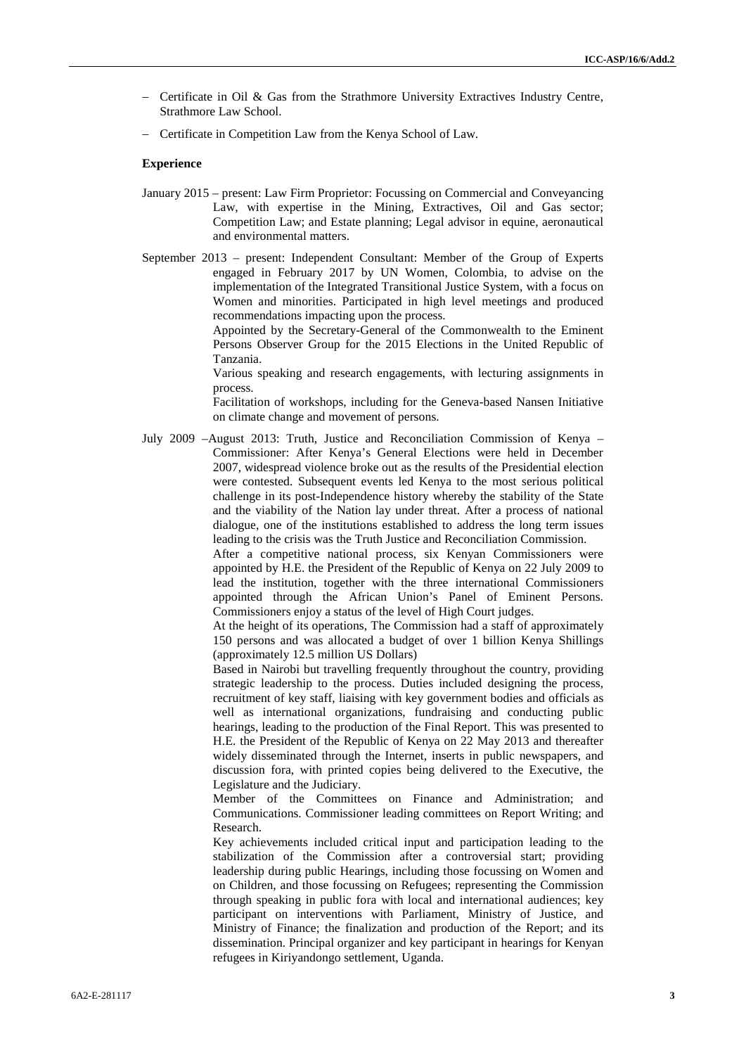- Certificate in Oil & Gas from the Strathmore University Extractives Industry Centre, Strathmore Law School.
- Certificate in Competition Law from the Kenya School of Law.

**Experience**

January 2015 – present: Law Firm Proprietor: Focussing on Commercial and Conveyancing Law, with expertise in the Mining, Extractives, Oil and Gas sector; Competition Law; and Estate planning; Legal advisor in equine, aeronautical and environmental matters.

September 2013 – present: Independent Consultant: Member of the Group of Experts engaged in February 2017 by UN Women, Colombia, to advise on the implementation of the Integrated Transitional Justice System, with a focus on Women and minorities. Participated in high level meetings and produced recommendations impacting upon the process.

Appointed by the Secretary-General of the Commonwealth to the Eminent Persons Observer Group for the 2015 Elections in the United Republic of Tanzania.

Various speaking and research engagements, with lecturing assignments in process.

Facilitation of workshops, including for the Geneva-based Nansen Initiative on climate change and movement of persons.

July 2009 –August 2013: Truth, Justice and Reconciliation Commission of Kenya – Commissioner: After Kenya's General Elections were held in December 2007, widespread violence broke out as the results of the Presidential election were contested. Subsequent events led Kenya to the most serious political challenge in its post-Independence history whereby the stability of the State and the viability of the Nation lay under threat. After a process of national dialogue, one of the institutions established to address the long term issues leading to the crisis was the Truth Justice and Reconciliation Commission.

After a competitive national process, six Kenyan Commissioners were appointed by H.E. the President of the Republic of Kenya on 22 July 2009 to lead the institution, together with the three international Commissioners appointed through the African Union's Panel of Eminent Persons. Commissioners enjoy a status of the level of High Court judges.

At the height of its operations, The Commission had a staff of approximately 150 persons and was allocated a budget of over 1 billion Kenya Shillings (approximately 12.5 million US Dollars)

Based in Nairobi but travelling frequently throughout the country, providing strategic leadership to the process. Duties included designing the process, recruitment of key staff, liaising with key government bodies and officials as well as international organizations, fundraising and conducting public hearings, leading to the production of the Final Report. This was presented to H.E. the President of the Republic of Kenya on 22 May 2013 and thereafter widely disseminated through the Internet, inserts in public newspapers, and discussion fora, with printed copies being delivered to the Executive, the Legislature and the Judiciary.

Member of the Committees on Finance and Administration; and Communications. Commissioner leading committees on Report Writing; and Research.

Key achievements included critical input and participation leading to the stabilization of the Commission after a controversial start; providing leadership during public Hearings, including those focussing on Women and on Children, and those focussing on Refugees; representing the Commission through speaking in public fora with local and international audiences; key participant on interventions with Parliament, Ministry of Justice, and Ministry of Finance; the finalization and production of the Report; and its dissemination. Principal organizer and key participant in hearings for Kenyan refugees in Kiriyandongo settlement, Uganda.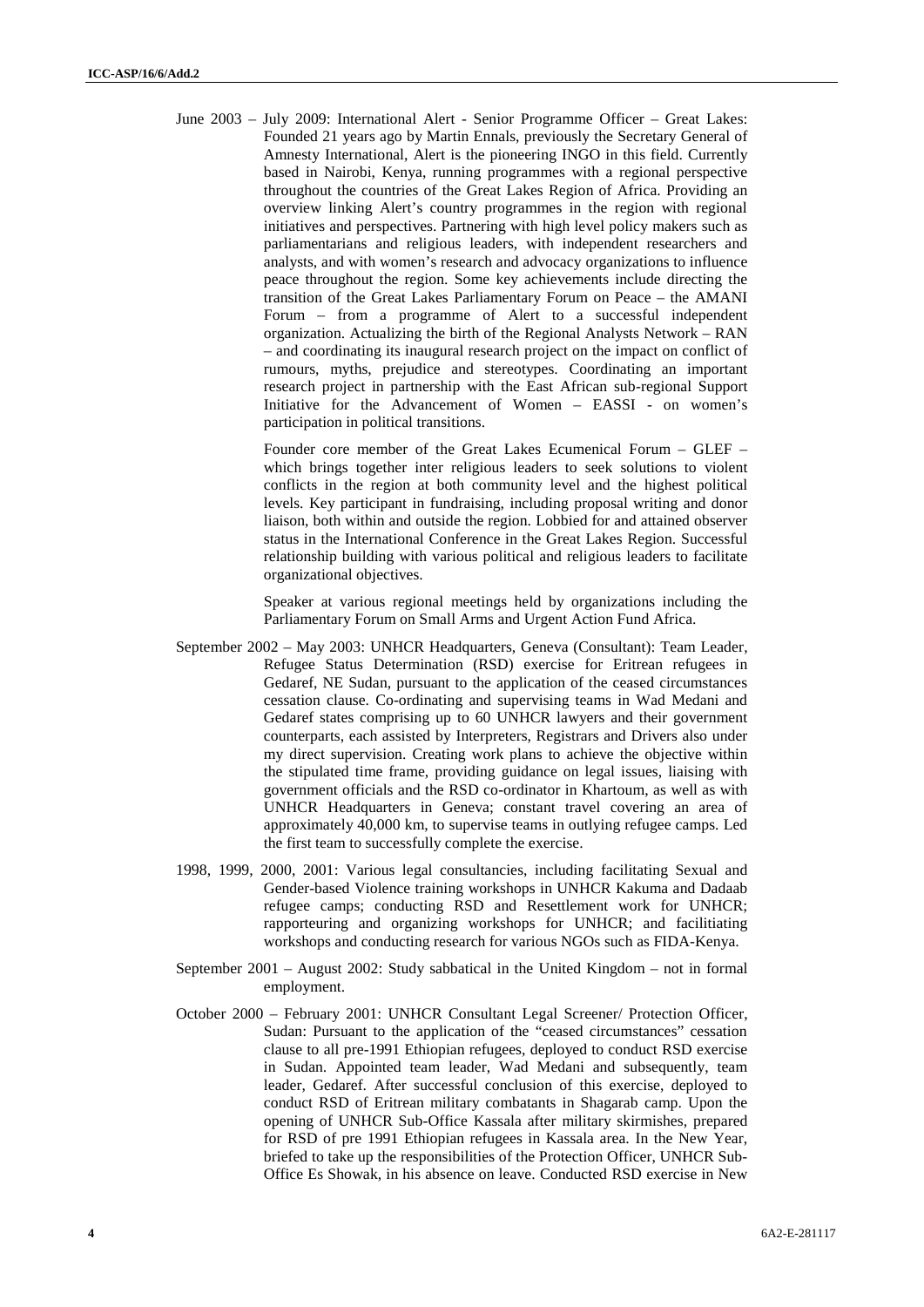June 2003 – July 2009: International Alert - Senior Programme Officer – Great Lakes: Founded 21 years ago by Martin Ennals, previously the Secretary General of Amnesty International, Alert is the pioneering INGO in this field. Currently based in Nairobi, Kenya, running programmes with a regional perspective throughout the countries of the Great Lakes Region of Africa. Providing an overview linking Alert's country programmes in the region with regional initiatives and perspectives. Partnering with high level policy makers such as parliamentarians and religious leaders, with independent researchers and analysts, and with women's research and advocacy organizations to influence peace throughout the region. Some key achievements include directing the transition of the Great Lakes Parliamentary Forum on Peace – the AMANI Forum – from a programme of Alert to a successful independent organization. Actualizing the birth of the Regional Analysts Network – RAN – and coordinating its inaugural research project on the impact on conflict of rumours, myths, prejudice and stereotypes. Coordinating an important research project in partnership with the East African sub-regional Support Initiative for the Advancement of Women – EASSI - on women's participation in political transitions.

Founder core member of the Great Lakes Ecumenical Forum – GLEF – which brings together inter religious leaders to seek solutions to violent conflicts in the region at both community level and the highest political levels. Key participant in fundraising, including proposal writing and donor liaison, both within and outside the region. Lobbied for and attained observer status in the International Conference in the Great Lakes Region. Successful relationship building with various political and religious leaders to facilitate organizational objectives.

Speaker at various regional meetings held by organizations including the Parliamentary Forum on Small Arms and Urgent Action Fund Africa.

September 2002 – May 2003: UNHCR Headquarters, Geneva (Consultant): Team Leader, Refugee Status Determination (RSD) exercise for Eritrean refugees in Gedaref, NE Sudan, pursuant to the application of the ceased circumstances cessation clause. Co-ordinating and supervising teams in Wad Medani and Gedaref states comprising up to 60 UNHCR lawyers and their government counterparts, each assisted by Interpreters, Registrars and Drivers also under my direct supervision. Creating work plans to achieve the objective within the stipulated time frame, providing guidance on legal issues, liaising with government officials and the RSD co-ordinator in Khartoum, as well as with UNHCR Headquarters in Geneva; constant travel covering an area of approximately 40,000 km, to supervise teams in outlying refugee camps. Led the first team to successfully complete the exercise.

1998, 1999, 2000, 2001: Various legal consultancies, including facilitating Sexual and Gender-based Violence training workshops in UNHCR Kakuma and Dadaab refugee camps; conducting RSD and Resettlement work for UNHCR; rapporteuring and organizing workshops for UNHCR; and facilitiating workshops and conducting research for various NGOs such as FIDA-Kenya.

September 2001 – August 2002: Study sabbatical in the United Kingdom – not in formal employment.

October 2000 – February 2001: UNHCR Consultant Legal Screener/ Protection Officer, Sudan: Pursuant to the application of the "ceased circumstances" cessation clause to all pre-1991 Ethiopian refugees, deployed to conduct RSD exercise in Sudan. Appointed team leader, Wad Medani and subsequently, team leader, Gedaref. After successful conclusion of this exercise, deployed to conduct RSD of Eritrean military combatants in Shagarab camp. Upon the opening of UNHCR Sub-Office Kassala after military skirmishes, prepared for RSD of pre 1991 Ethiopian refugees in Kassala area. In the New Year, briefed to take up the responsibilities of the Protection Officer, UNHCR Sub-Office Es Showak, in his absence on leave. Conducted RSD exercise in New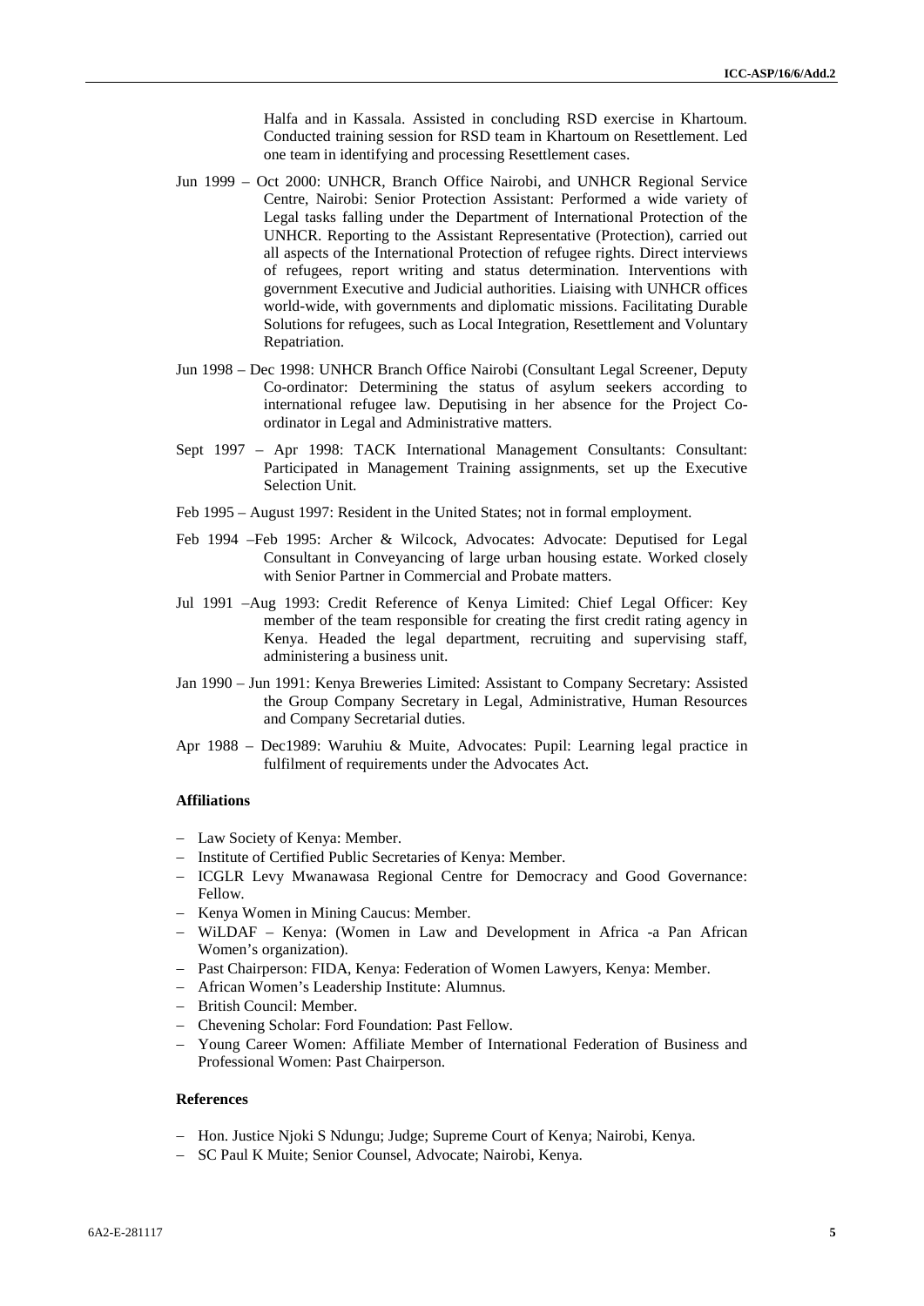Halfa and in Kassala. Assisted in concluding RSD exercise in Khartoum. Conducted training session for RSD team in Khartoum on Resettlement. Led one team in identifying and processing Resettlement cases.

Jun 1999 – Oct 2000: UNHCR, Branch Office Nairobi, and UNHCR Regional Service Centre, Nairobi: Senior Protection Assistant: Performed a wide variety of Legal tasks falling under the Department of International Protection of the UNHCR. Reporting to the Assistant Representative (Protection), carried out all aspects of the International Protection of refugee rights. Direct interviews of refugees, report writing and status determination. Interventions with government Executive and Judicial authorities. Liaising with UNHCR offices world-wide, with governments and diplomatic missions. Facilitating Durable Solutions for refugees, such as Local Integration, Resettlement and Voluntary Repatriation.

Jun 1998 – Dec 1998: UNHCR Branch Office Nairobi (Consultant Legal Screener, Deputy Co-ordinator: Determining the status of asylum seekers according to international refugee law. Deputising in her absence for the Project Co-ordinator in Legal and Administrative matters.

Sept 1997 – Apr 1998: TACK International Management Consultants: Consultant: Participated in Management Training assignments, set up the Executive Selection Unit.

Feb 1995 – August 1997: Resident in the United States; not in formal employment.

Feb 1994 –Feb 1995: Archer & Wilcock, Advocates: Advocate: Deputised for Legal Consultant in Conveyancing of large urban housing estate. Worked closely with Senior Partner in Commercial and Probate matters.

Jul 1991 –Aug 1993: Credit Reference of Kenya Limited: Chief Legal Officer: Key member of the team responsible for creating the first credit rating agency in Kenya. Headed the legal department, recruiting and supervising staff, administering a business unit.

Jan 1990 – Jun 1991: Kenya Breweries Limited: Assistant to Company Secretary: Assisted the Group Company Secretary in Legal, Administrative, Human Resources and Company Secretarial duties.

Apr 1988 – Dec1989: Waruhiu & Muite, Advocates: Pupil: Learning legal practice in fulfilment of requirements under the Advocates Act.

#### Affiliations

- Law Society of Kenya: Member.
- Institute of Certified Public Secretaries of Kenya: Member.
- ICGLR Levy Mwanawasa Regional Centre for Democracy and Good Governance: Fellow.
- Kenya Women in Mining Caucus: Member.
- WiLDAF – Kenya: (Women in Law and Development in Africa -a Pan African Women's organization).
- Past Chairperson: FIDA, Kenya: Federation of Women Lawyers, Kenya: Member.
- African Women's Leadership Institute: Alumnus.
- British Council: Member.
- Chevening Scholar: Ford Foundation: Past Fellow.
- Young Career Women: Affiliate Member of International Federation of Business and Professional Women: Past Chairperson.

#### References

- Hon. Justice Njoki S Ndungu; Judge; Supreme Court of Kenya; Nairobi, Kenya.
- SC Paul K Muite; Senior Counsel, Advocate; Nairobi, Kenya.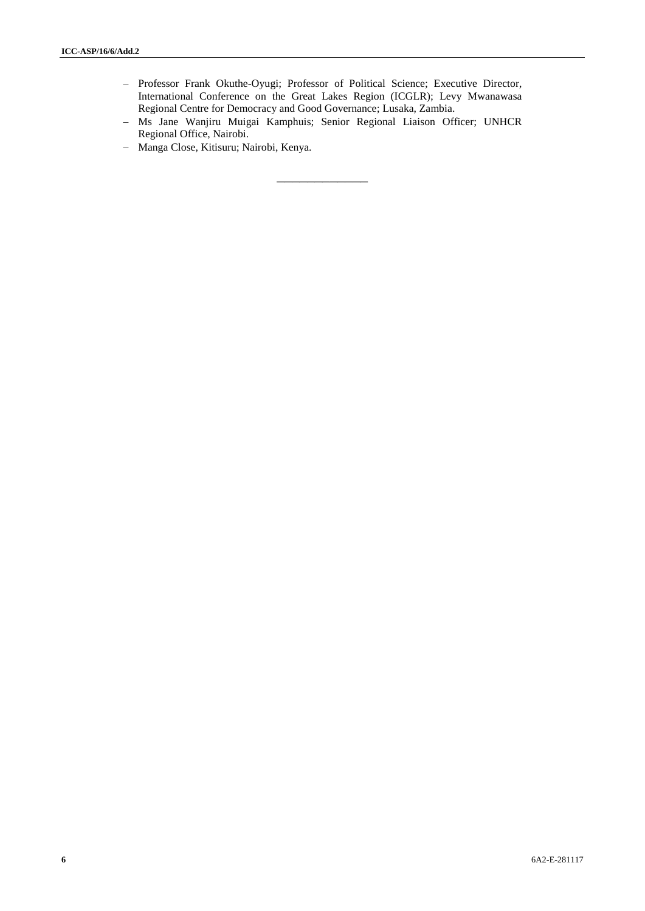- Professor Frank Okuthe-Oyugi; Professor of Political Science; Executive Director, International Conference on the Great Lakes Region (ICGLR); Levy Mwanawasa Regional Centre for Democracy and Good Governance; Lusaka, Zambia.
- Ms Jane Wanjiru Muigai Kamphuis; Senior Regional Liaison Officer; UNHCR Regional Office, Nairobi.
- Manga Close, Kitisuru; Nairobi, Kenya.

---